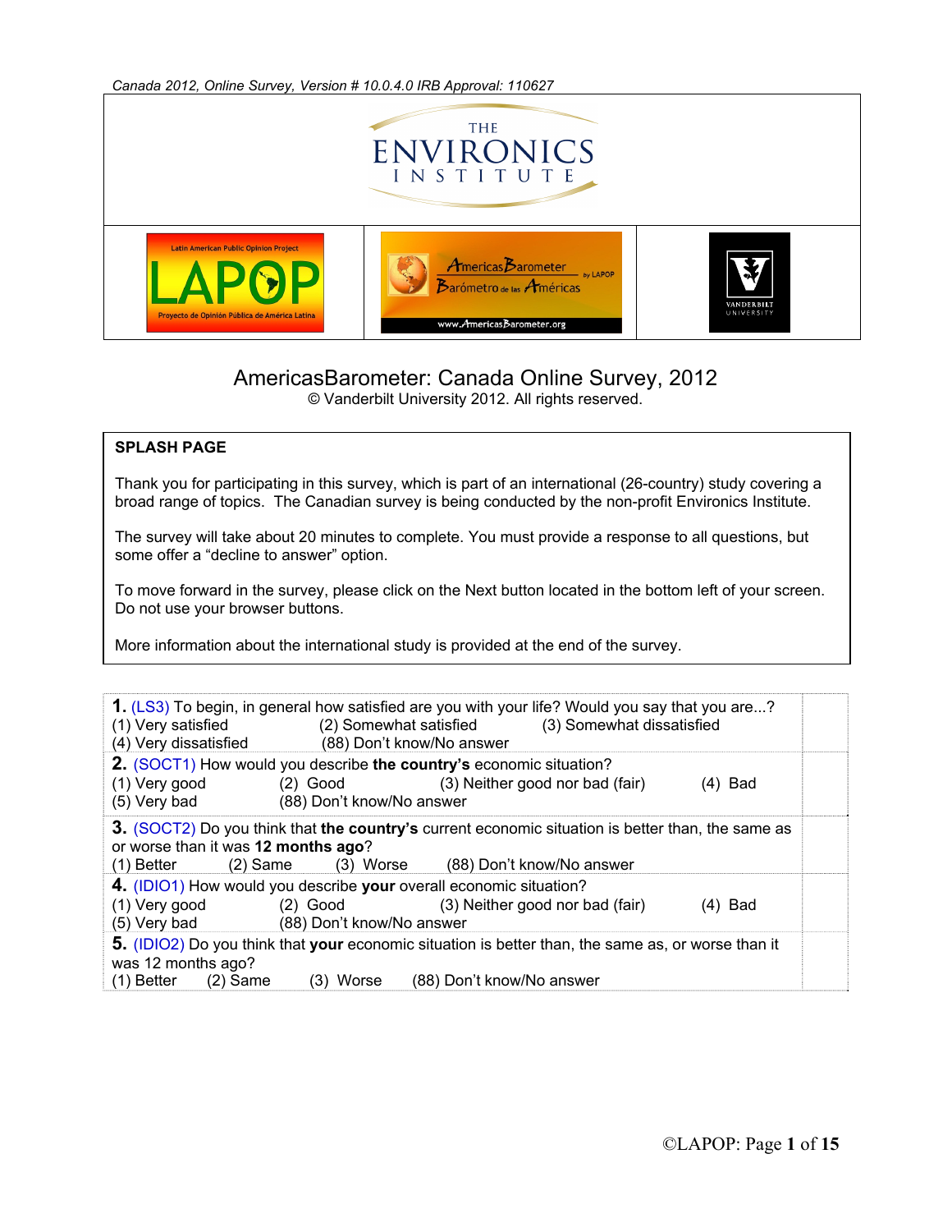*Canada 2012, Online Survey, Version # 10.0.4.0 IRB Approval: 110627*

# AmericasBarometer: Canada Online Survey, 2012

© Vanderbilt University 2012. All rights reserved.

**SPLASH PAGE**

Thank you for participating in this survey, which is part of an international (26-country) study covering a broad range of topics. The Canadian survey is being conducted by the non-profit Environics Institute.

The survey will take about 20 minutes to complete. You must provide a response to all questions, but some offer a "decline to answer" option.

To move forward in the survey, please click on the Next button located in the bottom left of your screen. Do not use your browser buttons.

More information about the international study is provided at the end of the survey.

**1.** (LS3) To begin, in general how satisfied are you with your life? Would you say that you are...?
(1) Very satisfied (2) Somewhat satisfied (3) Somewhat dissatisfied
(4) Very dissatisfied (88) Don't know/No answer

**2.** (SOCT1) How would you describe **the country's** economic situation?
(1) Very good (2) Good (3) Neither good nor bad (fair) (4) Bad
(5) Very bad (88) Don't know/No answer

**3.** (SOCT2) Do you think that **the country's** current economic situation is better than, the same as or worse than it was **12 months ago**?
(1) Better (2) Same (3) Worse (88) Don't know/No answer

**4.** (IDIO1) How would you describe **your** overall economic situation?
(1) Very good (2) Good (3) Neither good nor bad (fair) (4) Bad
(5) Very bad (88) Don't know/No answer

**5.** (IDIO2) Do you think that **your** economic situation is better than, the same as, or worse than it was 12 months ago?
(1) Better (2) Same (3) Worse (88) Don't know/No answer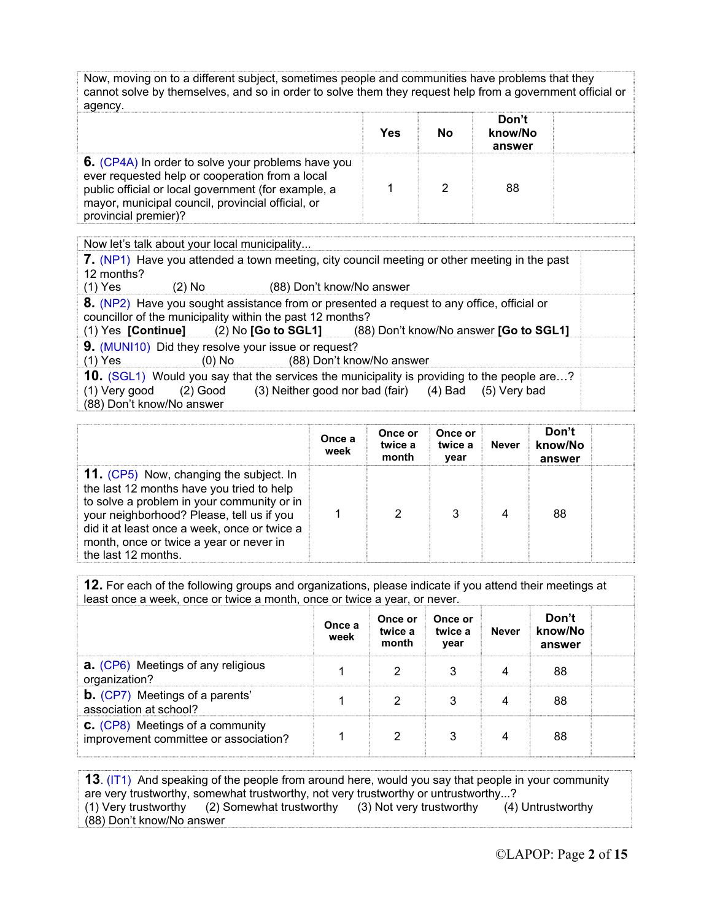Now, moving on to a different subject, sometimes people and communities have problems that they cannot solve by themselves, and so in order to solve them they request help from a government official or agency.

| | Yes | No | Don't know/No answer |
|---|---|---|---|
| **6.** (CP4A) In order to solve your problems have you ever requested help or cooperation from a local public official or local government (for example, a mayor, municipal council, provincial official, or provincial premier)? | 1 | 2 | 88 |

Now let's talk about your local municipality...

**7.** (NP1) Have you attended a town meeting, city council meeting or other meeting in the past 12 months?
(1) Yes (2) No (88) Don't know/No answer

**8.** (NP2) Have you sought assistance from or presented a request to any office, official or councillor of the municipality within the past 12 months?
(1) Yes **[Continue]** (2) No **[Go to SGL1]** (88) Don't know/No answer **[Go to SGL1]**

**9.** (MUNI10) Did they resolve your issue or request?
(1) Yes (0) No (88) Don't know/No answer

**10.** (SGL1) Would you say that the services the municipality is providing to the people are…?
(1) Very good (2) Good (3) Neither good nor bad (fair) (4) Bad (5) Very bad
(88) Don't know/No answer

| | Once a week | Once or twice a month | Once or twice a year | Never | Don't know/No answer |
|---|---|---|---|---|---|
| **11.** (CP5) Now, changing the subject. In the last 12 months have you tried to help to solve a problem in your community or in your neighborhood? Please, tell us if you did it at least once a week, once or twice a month, once or twice a year or never in the last 12 months. | 1 | 2 | 3 | 4 | 88 |

**12.** For each of the following groups and organizations, please indicate if you attend their meetings at least once a week, once or twice a month, once or twice a year, or never.

| | Once a week | Once or twice a month | Once or twice a year | Never | Don't know/No answer |
|---|---|---|---|---|---|
| **a.** (CP6) Meetings of any religious organization? | 1 | 2 | 3 | 4 | 88 |
| **b.** (CP7) Meetings of a parents' association at school? | 1 | 2 | 3 | 4 | 88 |
| **c.** (CP8) Meetings of a community improvement committee or association? | 1 | 2 | 3 | 4 | 88 |

**13**. (IT1) And speaking of the people from around here, would you say that people in your community are very trustworthy, somewhat trustworthy, not very trustworthy or untrustworthy...?
(1) Very trustworthy (2) Somewhat trustworthy (3) Not very trustworthy (4) Untrustworthy
(88) Don't know/No answer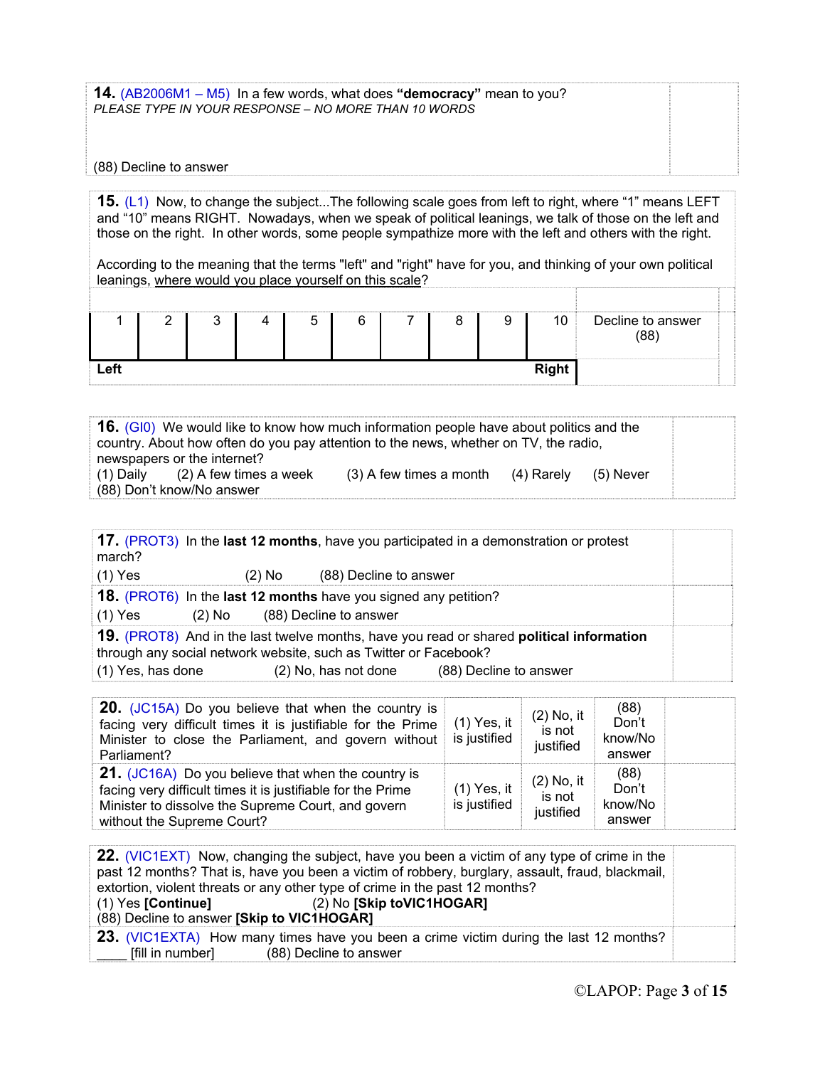**14.** (AB2006M1 – M5) In a few words, what does **"democracy"** mean to you?
*PLEASE TYPE IN YOUR RESPONSE – NO MORE THAN 10 WORDS*

(88) Decline to answer

**15.** (L1) Now, to change the subject...The following scale goes from left to right, where "1" means LEFT and "10" means RIGHT. Nowadays, when we speak of political leanings, we talk of those on the left and those on the right. In other words, some people sympathize more with the left and others with the right.

According to the meaning that the terms "left" and "right" have for you, and thinking of your own political leanings, where would you place yourself on this scale?

| 1 | 2 | 3 | 4 | 5 | 6 | 7 | 8 | 9 | 10 | Decline to answer (88) |
|---|---|---|---|---|---|---|---|---|---|---|
| **Left** | | | | | | | | | **Right** | |

**16.** (GI0) We would like to know how much information people have about politics and the country. About how often do you pay attention to the news, whether on TV, the radio, newspapers or the internet?
(1) Daily (2) A few times a week (3) A few times a month (4) Rarely (5) Never
(88) Don't know/No answer

**17.** (PROT3) In the **last 12 months**, have you participated in a demonstration or protest march?
(1) Yes (2) No (88) Decline to answer

**18.** (PROT6) In the **last 12 months** have you signed any petition?
(1) Yes (2) No (88) Decline to answer

**19.** (PROT8) And in the last twelve months, have you read or shared **political information** through any social network website, such as Twitter or Facebook?
(1) Yes, has done (2) No, has not done (88) Decline to answer

| | | | |
|---|---|---|---|
| **20.** (JC15A) Do you believe that when the country is facing very difficult times it is justifiable for the Prime Minister to close the Parliament, and govern without Parliament? | (1) Yes, it is justified | (2) No, it is not justified | (88) Don't know/No answer |
| **21.** (JC16A) Do you believe that when the country is facing very difficult times it is justifiable for the Prime Minister to dissolve the Supreme Court, and govern without the Supreme Court? | (1) Yes, it is justified | (2) No, it is not justified | (88) Don't know/No answer |

**22.** (VIC1EXT) Now, changing the subject, have you been a victim of any type of crime in the past 12 months? That is, have you been a victim of robbery, burglary, assault, fraud, blackmail, extortion, violent threats or any other type of crime in the past 12 months?
(1) Yes **[Continue]** (2) No **[Skip toVIC1HOGAR]**
(88) Decline to answer **[Skip to VIC1HOGAR]**

**23.** (VIC1EXTA) How many times have you been a crime victim during the last 12 months?
____ [fill in number] (88) Decline to answer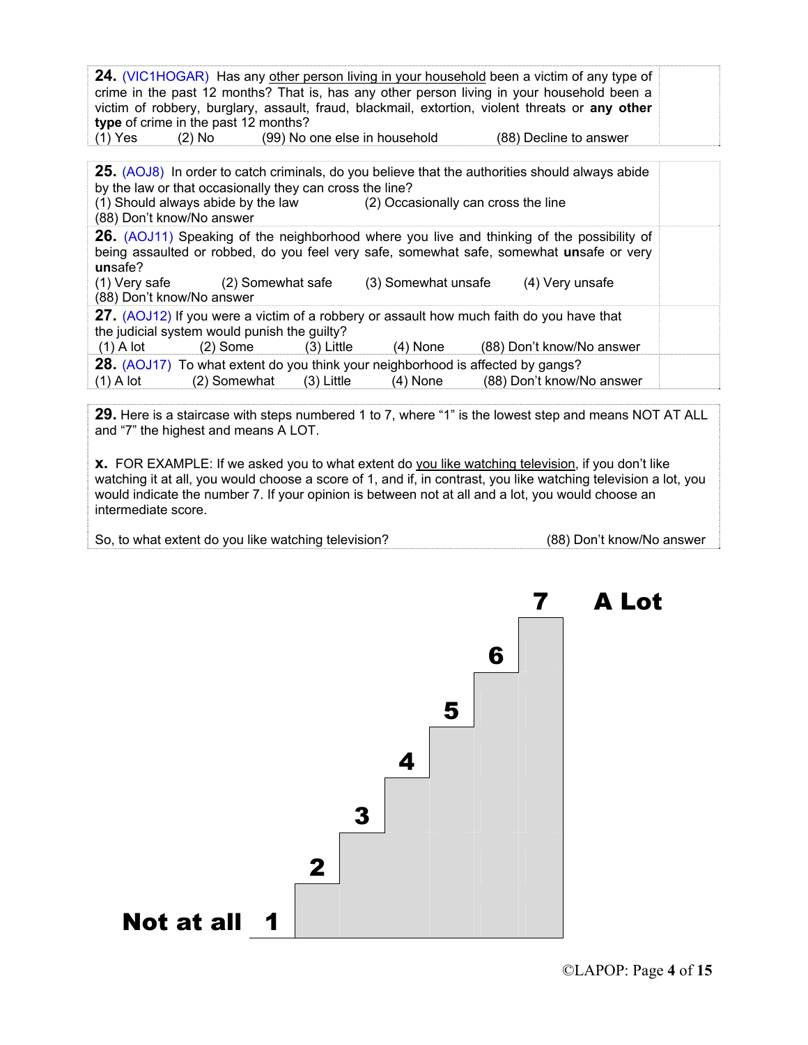**24.** (VIC1HOGAR) Has any <u>other person living in your household</u> been a victim of any type of crime in the past 12 months? That is, has any other person living in your household been a victim of robbery, burglary, assault, fraud, blackmail, extortion, violent threats or **any other type** of crime in the past 12 months?

(1) Yes (2) No (99) No one else in household (88) Decline to answer

**25.** (AOJ8) In order to catch criminals, do you believe that the authorities should always abide by the law or that occasionally they can cross the line?

(1) Should always abide by the law (2) Occasionally can cross the line

(88) Don't know/No answer

**26.** (AOJ11) Speaking of the neighborhood where you live and thinking of the possibility of being assaulted or robbed, do you feel very safe, somewhat safe, somewhat **un**safe or very **un**safe?

(1) Very safe (2) Somewhat safe (3) Somewhat unsafe (4) Very unsafe

(88) Don't know/No answer

**27.** (AOJ12) If you were a victim of a robbery or assault how much faith do you have that the judicial system would punish the guilty?

(1) A lot (2) Some (3) Little (4) None (88) Don't know/No answer

**28.** (AOJ17) To what extent do you think your neighborhood is affected by gangs?

(1) A lot (2) Somewhat (3) Little (4) None (88) Don't know/No answer

**29.** Here is a staircase with steps numbered 1 to 7, where "1" is the lowest step and means NOT AT ALL and "7" the highest and means A LOT.

**x.** FOR EXAMPLE: If we asked you to what extent do <u>you like watching television</u>, if you don't like watching it at all, you would choose a score of 1, and if, in contrast, you like watching television a lot, you would indicate the number 7. If your opinion is between not at all and a lot, you would choose an intermediate score.

So, to what extent do you like watching television? (88) Don't know/No answer

| | | | | | | | |
|---|---|---|---|---|---|---|---|
| | | | | | | 7 | **A Lot** |
| | | | | | 6 | | |
| | | | | 5 | | | |
| | | | 4 | | | | |
| | | 3 | | | | | |
| | 2 | | | | | | |
| **Not at all** | 1 | | | | | | |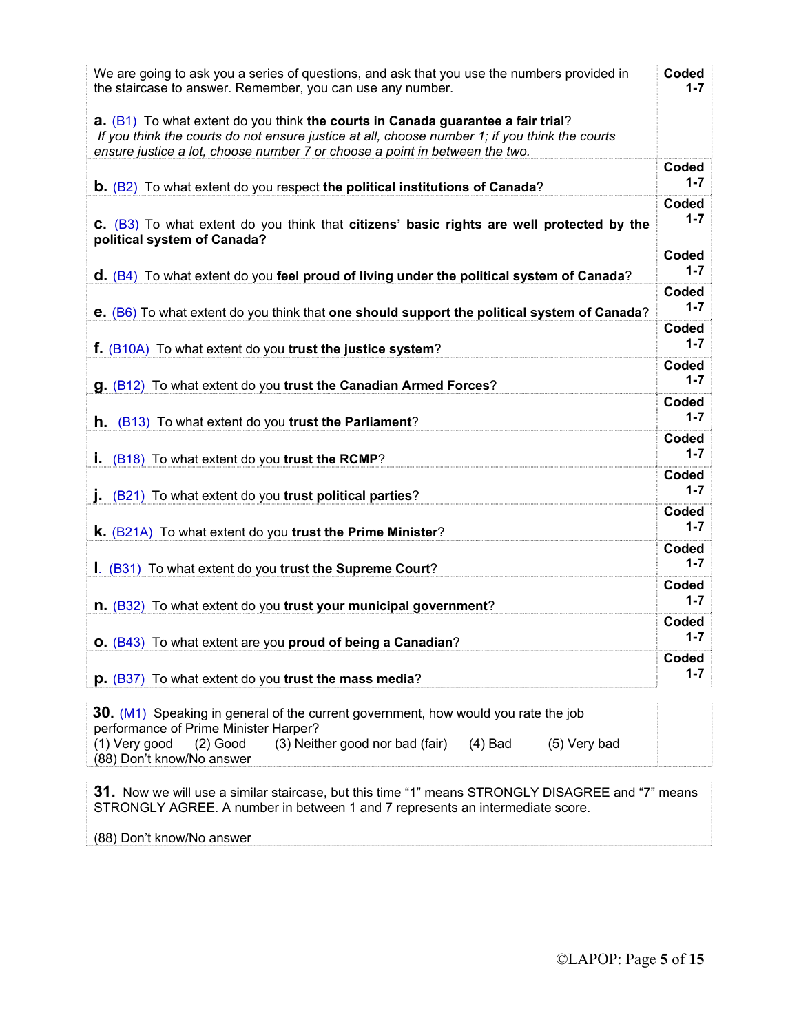| We are going to ask you a series of questions, and ask that you use the numbers provided in the staircase to answer. Remember, you can use any number.<br><br>**a.** (B1) To what extent do you think **the courts in Canada guarantee a fair trial**?<br>*If you think the courts do not ensure justice at all, choose number 1; if you think the courts ensure justice a lot, choose number 7 or choose a point in between the two.* | **Coded 1-7** |
|---|---|
| **b.** (B2) To what extent do you respect **the political institutions of Canada**? | **Coded 1-7** |
| **c.** (B3) To what extent do you think that **citizens' basic rights are well protected by the political system of Canada?** | **Coded 1-7** |
| **d.** (B4) To what extent do you **feel proud of living under the political system of Canada**? | **Coded 1-7** |
| **e.** (B6) To what extent do you think that **one should support the political system of Canada**? | **Coded 1-7** |
| **f.** (B10A) To what extent do you **trust the justice system**? | **Coded 1-7** |
| **g.** (B12) To what extent do you **trust the Canadian Armed Forces**? | **Coded 1-7** |
| **h.** (B13) To what extent do you **trust the Parliament**? | **Coded 1-7** |
| **i.** (B18) To what extent do you **trust the RCMP**? | **Coded 1-7** |
| **j.** (B21) To what extent do you **trust political parties**? | **Coded 1-7** |
| **k.** (B21A) To what extent do you **trust the Prime Minister**? | **Coded 1-7** |
| **l.** (B31) To what extent do you **trust the Supreme Court**? | **Coded 1-7** |
| **n.** (B32) To what extent do you **trust your municipal government**? | **Coded 1-7** |
| **o.** (B43) To what extent are you **proud of being a Canadian**? | **Coded 1-7** |
| **p.** (B37) To what extent do you **trust the mass media**? | **Coded 1-7** |

| **30.** (M1) Speaking in general of the current government, how would you rate the job performance of Prime Minister Harper?<br>(1) Very good (2) Good (3) Neither good nor bad (fair) (4) Bad (5) Very bad<br>(88) Don't know/No answer | |
|---|---|

**31.** Now we will use a similar staircase, but this time "1" means STRONGLY DISAGREE and "7" means STRONGLY AGREE. A number in between 1 and 7 represents an intermediate score.

(88) Don't know/No answer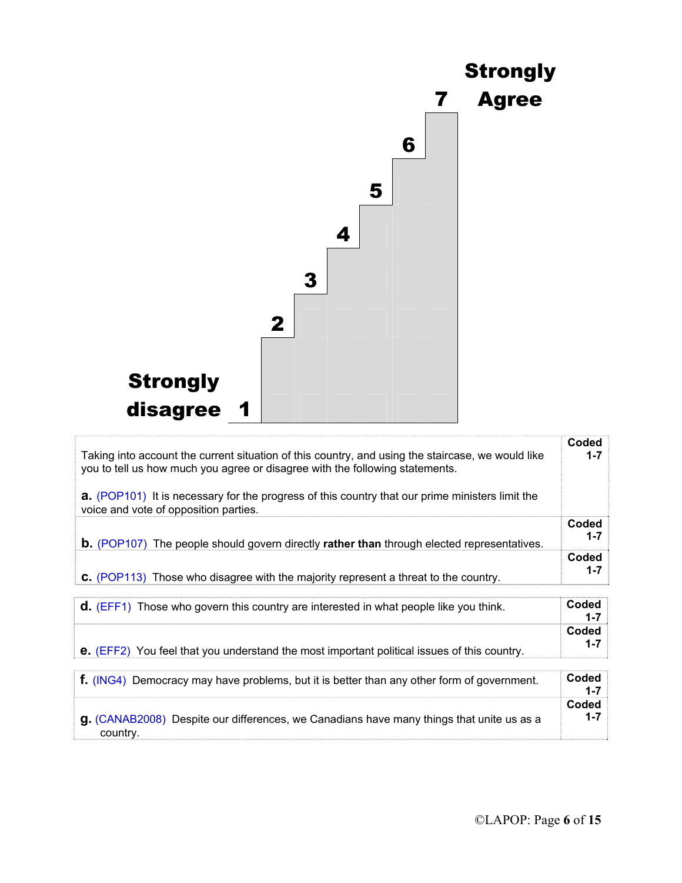**Strongly Agree**

**7**

**6**

**5**

**4**

**3**

**2**

**Strongly disagree 1**

| | |
|---|---|
| Taking into account the current situation of this country, and using the staircase, we would like you to tell us how much you agree or disagree with the following statements.<br><br>**a.** (POP101) It is necessary for the progress of this country that our prime ministers limit the voice and vote of opposition parties. | **Coded 1-7** |
| **b.** (POP107) The people should govern directly **rather than** through elected representatives. | **Coded 1-7** |
| **c.** (POP113) Those who disagree with the majority represent a threat to the country. | **Coded 1-7** |

| | |
|---|---|
| **d.** (EFF1) Those who govern this country are interested in what people like you think. | **Coded 1-7** |
| **e.** (EFF2) You feel that you understand the most important political issues of this country. | **Coded 1-7** |

| | |
|---|---|
| **f.** (ING4) Democracy may have problems, but it is better than any other form of government. | **Coded 1-7** |
| **g.** (CANAB2008) Despite our differences, we Canadians have many things that unite us as a country. | **Coded 1-7** |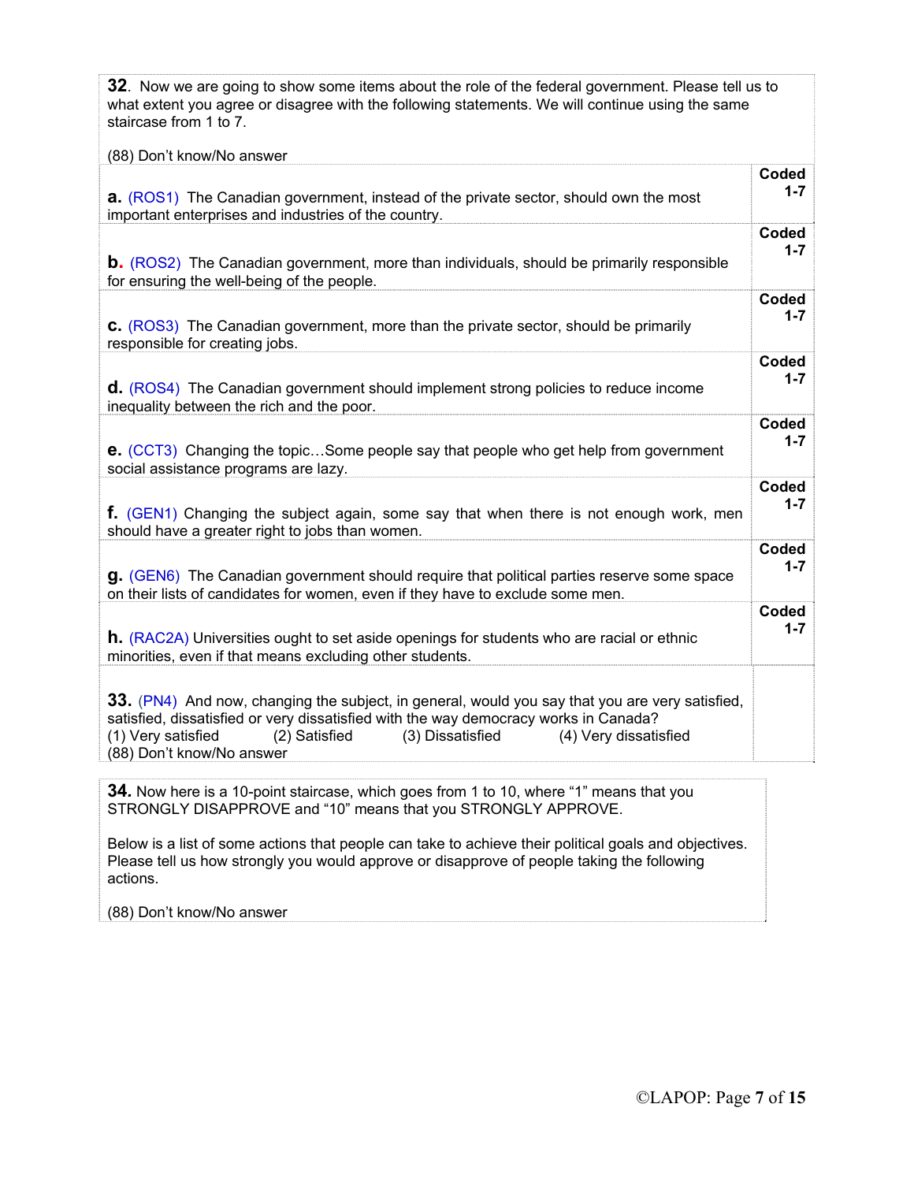**32**. Now we are going to show some items about the role of the federal government. Please tell us to what extent you agree or disagree with the following statements. We will continue using the same staircase from 1 to 7.

(88) Don't know/No answer

| | |
|---|---|
| **a.** (ROS1) The Canadian government, instead of the private sector, should own the most important enterprises and industries of the country. | **Coded 1-7** |
| **b.** (ROS2) The Canadian government, more than individuals, should be primarily responsible for ensuring the well-being of the people. | **Coded 1-7** |
| **c.** (ROS3) The Canadian government, more than the private sector, should be primarily responsible for creating jobs. | **Coded 1-7** |
| **d.** (ROS4) The Canadian government should implement strong policies to reduce income inequality between the rich and the poor. | **Coded 1-7** |
| **e.** (CCT3) Changing the topic…Some people say that people who get help from government social assistance programs are lazy. | **Coded 1-7** |
| **f.** (GEN1) Changing the subject again, some say that when there is not enough work, men should have a greater right to jobs than women. | **Coded 1-7** |
| **g.** (GEN6) The Canadian government should require that political parties reserve some space on their lists of candidates for women, even if they have to exclude some men. | **Coded 1-7** |
| **h.** (RAC2A) Universities ought to set aside openings for students who are racial or ethnic minorities, even if that means excluding other students. | **Coded 1-7** |

**33.** (PN4) And now, changing the subject, in general, would you say that you are very satisfied, satisfied, dissatisfied or very dissatisfied with the way democracy works in Canada?
(1) Very satisfied (2) Satisfied (3) Dissatisfied (4) Very dissatisfied
(88) Don't know/No answer

**34.** Now here is a 10-point staircase, which goes from 1 to 10, where "1" means that you STRONGLY DISAPPROVE and "10" means that you STRONGLY APPROVE.

Below is a list of some actions that people can take to achieve their political goals and objectives. Please tell us how strongly you would approve or disapprove of people taking the following actions.

(88) Don't know/No answer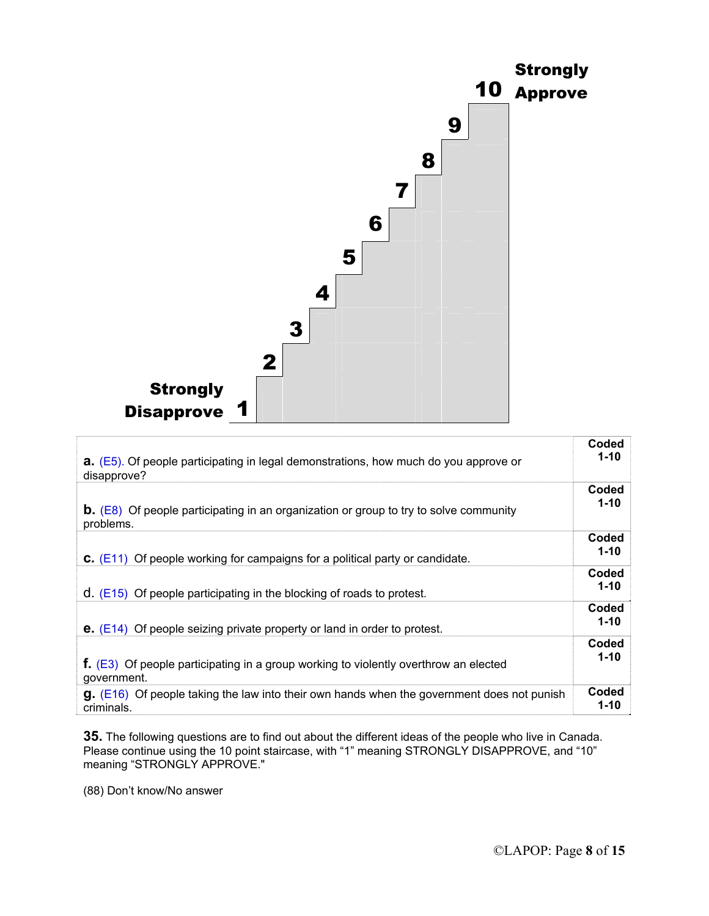Strongly Approve 10

9

8

7

6

5

4

3

2

Strongly Disapprove 1

| | |
|---|---|
| **a.** (E5). Of people participating in legal demonstrations, how much do you approve or disapprove? | **Coded 1-10** |
| **b.** (E8) Of people participating in an organization or group to try to solve community problems. | **Coded 1-10** |
| **c.** (E11) Of people working for campaigns for a political party or candidate. | **Coded 1-10** |
| d. (E15) Of people participating in the blocking of roads to protest. | **Coded 1-10** |
| **e.** (E14) Of people seizing private property or land in order to protest. | **Coded 1-10** |
| **f.** (E3) Of people participating in a group working to violently overthrow an elected government. | **Coded 1-10** |
| **g.** (E16) Of people taking the law into their own hands when the government does not punish criminals. | **Coded 1-10** |

**35.** The following questions are to find out about the different ideas of the people who live in Canada. Please continue using the 10 point staircase, with "1" meaning STRONGLY DISAPPROVE, and "10" meaning "STRONGLY APPROVE."

(88) Don't know/No answer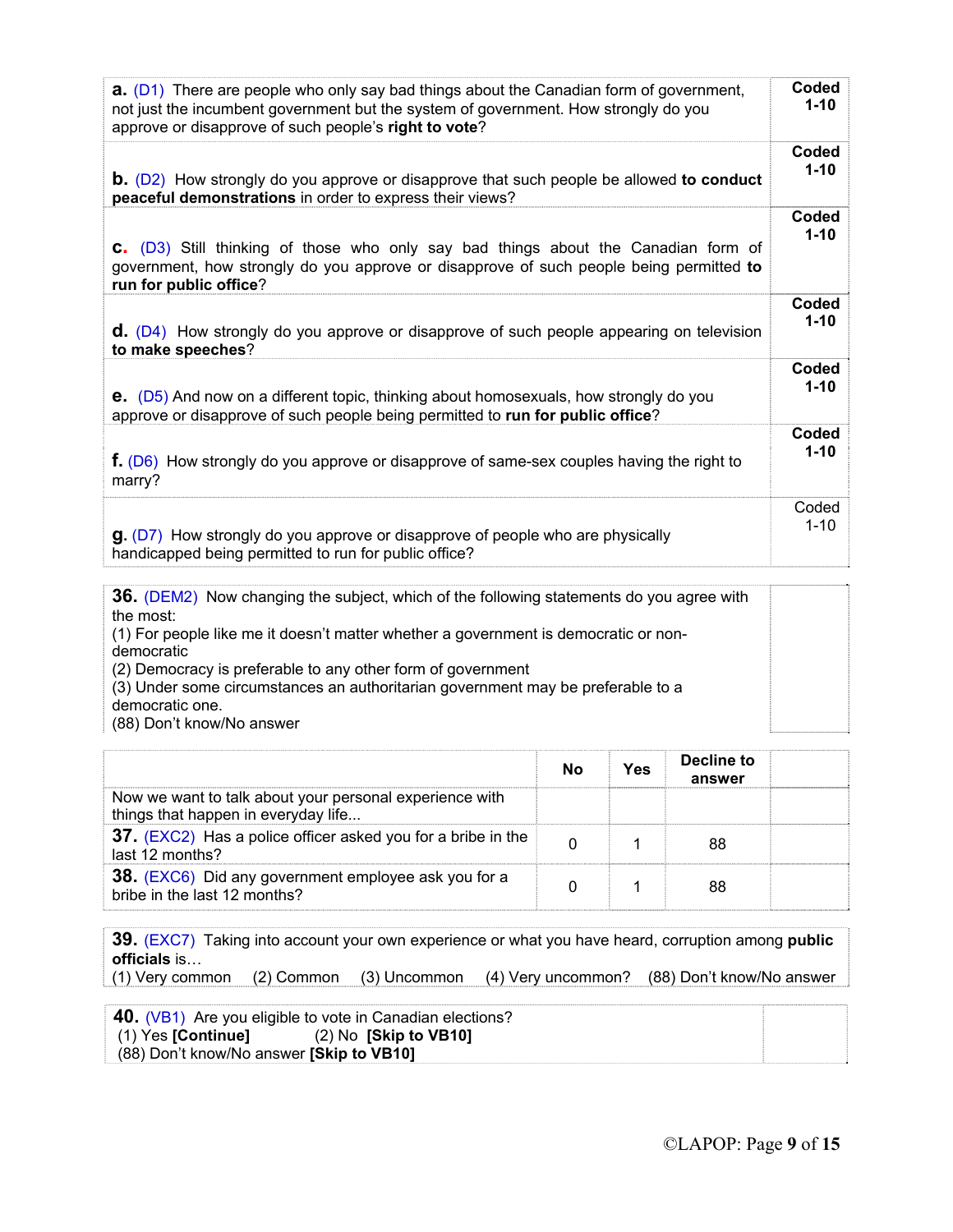| | |
|---|---|
| **a.** (D1) There are people who only say bad things about the Canadian form of government, not just the incumbent government but the system of government. How strongly do you approve or disapprove of such people's **right to vote**? | **Coded 1-10** |
| **b.** (D2) How strongly do you approve or disapprove that such people be allowed **to conduct peaceful demonstrations** in order to express their views? | **Coded 1-10** |
| **c.** (D3) Still thinking of those who only say bad things about the Canadian form of government, how strongly do you approve or disapprove of such people being permitted **to run for public office**? | **Coded 1-10** |
| **d.** (D4) How strongly do you approve or disapprove of such people appearing on television **to make speeches**? | **Coded 1-10** |
| **e.** (D5) And now on a different topic, thinking about homosexuals, how strongly do you approve or disapprove of such people being permitted to **run for public office**? | **Coded 1-10** |
| **f.** (D6) How strongly do you approve or disapprove of same-sex couples having the right to marry? | **Coded 1-10** |
| **g.** (D7) How strongly do you approve or disapprove of people who are physically handicapped being permitted to run for public office? | Coded 1-10 |

**36.** (DEM2) Now changing the subject, which of the following statements do you agree with the most:
(1) For people like me it doesn't matter whether a government is democratic or non-democratic
(2) Democracy is preferable to any other form of government
(3) Under some circumstances an authoritarian government may be preferable to a democratic one.
(88) Don't know/No answer

| | No | Yes | Decline to answer | |
|---|---|---|---|---|
| Now we want to talk about your personal experience with things that happen in everyday life... | | | | |
| **37.** (EXC2) Has a police officer asked you for a bribe in the last 12 months? | 0 | 1 | 88 | |
| **38.** (EXC6) Did any government employee ask you for a bribe in the last 12 months? | 0 | 1 | 88 | |

**39.** (EXC7) Taking into account your own experience or what you have heard, corruption among **public officials** is…
(1) Very common (2) Common (3) Uncommon (4) Very uncommon? (88) Don't know/No answer

**40.** (VB1) Are you eligible to vote in Canadian elections?
(1) Yes **[Continue]** (2) No **[Skip to VB10]**
(88) Don't know/No answer **[Skip to VB10]**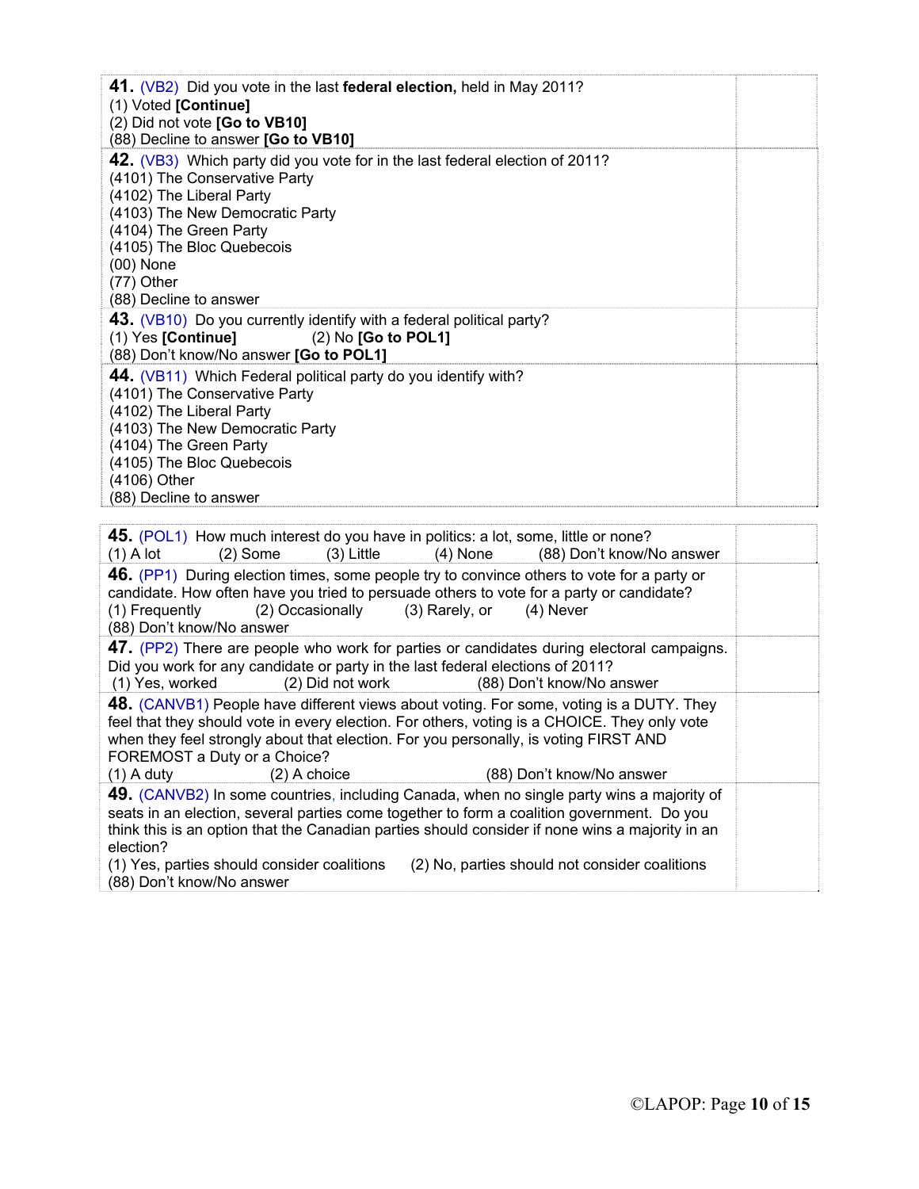**41.** (VB2) Did you vote in the last **federal election,** held in May 2011?
(1) Voted **[Continue]**
(2) Did not vote **[Go to VB10]**
(88) Decline to answer **[Go to VB10]**

**42.** (VB3) Which party did you vote for in the last federal election of 2011?
(4101) The Conservative Party
(4102) The Liberal Party
(4103) The New Democratic Party
(4104) The Green Party
(4105) The Bloc Quebecois
(00) None
(77) Other
(88) Decline to answer

**43.** (VB10) Do you currently identify with a federal political party?
(1) Yes **[Continue]** (2) No **[Go to POL1]**
(88) Don't know/No answer **[Go to POL1]**

**44.** (VB11) Which Federal political party do you identify with?
(4101) The Conservative Party
(4102) The Liberal Party
(4103) The New Democratic Party
(4104) The Green Party
(4105) The Bloc Quebecois
(4106) Other
(88) Decline to answer

**45.** (POL1) How much interest do you have in politics: a lot, some, little or none?
(1) A lot (2) Some (3) Little (4) None (88) Don't know/No answer

**46.** (PP1) During election times, some people try to convince others to vote for a party or candidate. How often have you tried to persuade others to vote for a party or candidate?
(1) Frequently (2) Occasionally (3) Rarely, or (4) Never
(88) Don't know/No answer

**47.** (PP2) There are people who work for parties or candidates during electoral campaigns. Did you work for any candidate or party in the last federal elections of 2011?
(1) Yes, worked (2) Did not work (88) Don't know/No answer

**48.** (CANVB1) People have different views about voting. For some, voting is a DUTY. They feel that they should vote in every election. For others, voting is a CHOICE. They only vote when they feel strongly about that election. For you personally, is voting FIRST AND FOREMOST a Duty or a Choice?
(1) A duty (2) A choice (88) Don't know/No answer

**49.** (CANVB2) In some countries, including Canada, when no single party wins a majority of seats in an election, several parties come together to form a coalition government. Do you think this is an option that the Canadian parties should consider if none wins a majority in an election?
(1) Yes, parties should consider coalitions (2) No, parties should not consider coalitions
(88) Don't know/No answer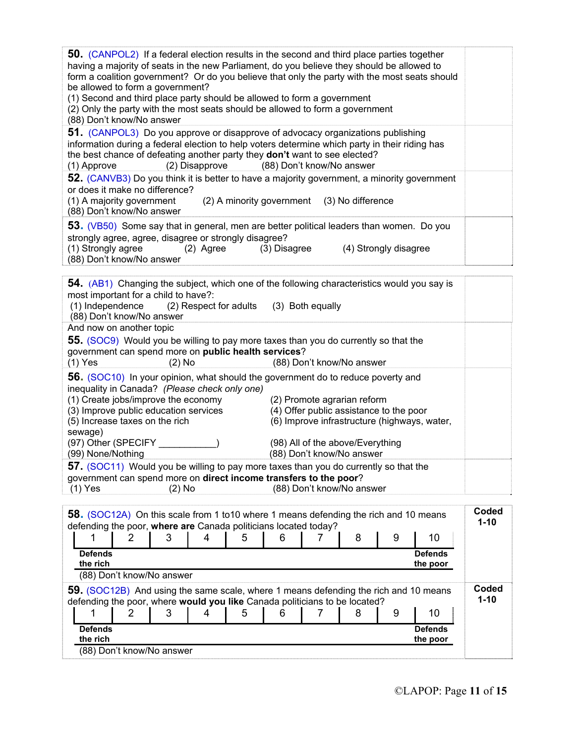**50.** (CANPOL2) If a federal election results in the second and third place parties together having a majority of seats in the new Parliament, do you believe they should be allowed to form a coalition government? Or do you believe that only the party with the most seats should be allowed to form a government?
(1) Second and third place party should be allowed to form a government
(2) Only the party with the most seats should be allowed to form a government
(88) Don't know/No answer

**51.** (CANPOL3) Do you approve or disapprove of advocacy organizations publishing information during a federal election to help voters determine which party in their riding has the best chance of defeating another party they **don't** want to see elected?
(1) Approve (2) Disapprove (88) Don't know/No answer

**52.** (CANVB3) Do you think it is better to have a majority government, a minority government or does it make no difference?
(1) A majority government (2) A minority government (3) No difference
(88) Don't know/No answer

**53.** (VB50) Some say that in general, men are better political leaders than women. Do you strongly agree, agree, disagree or strongly disagree?
(1) Strongly agree (2) Agree (3) Disagree (4) Strongly disagree
(88) Don't know/No answer

**54.** (AB1) Changing the subject, which one of the following characteristics would you say is most important for a child to have?:
(1) Independence (2) Respect for adults (3) Both equally
(88) Don't know/No answer

And now on another topic

**55.** (SOC9) Would you be willing to pay more taxes than you do currently so that the government can spend more on **public health services**?
(1) Yes (2) No (88) Don't know/No answer

**56.** (SOC10) In your opinion, what should the government do to reduce poverty and inequality in Canada? *(Please check only one)*
(1) Create jobs/improve the economy
(2) Promote agrarian reform
(3) Improve public education services
(4) Offer public assistance to the poor
(5) Increase taxes on the rich
(6) Improve infrastructure (highways, water, sewage)
(97) Other (SPECIFY ___________)
(98) All of the above/Everything
(99) None/Nothing
(88) Don't know/No answer

**57.** (SOC11) Would you be willing to pay more taxes than you do currently so that the government can spend more on **direct income transfers to the poor**?
(1) Yes (2) No (88) Don't know/No answer

**58.** (SOC12A) On this scale from 1 to10 where 1 means defending the rich and 10 means defending the poor, **where are** Canada politicians located today? — **Coded 1-10**

| 1 | 2 | 3 | 4 | 5 | 6 | 7 | 8 | 9 | 10 |
|---|---|---|---|---|---|---|---|---|---|
| **Defends the rich** | | | | | | | | | **Defends the poor** |

(88) Don't know/No answer

**59.** (SOC12B) And using the same scale, where 1 means defending the rich and 10 means defending the poor, where **would you like** Canada politicians to be located? — **Coded 1-10**

| 1 | 2 | 3 | 4 | 5 | 6 | 7 | 8 | 9 | 10 |
|---|---|---|---|---|---|---|---|---|---|
| **Defends the rich** | | | | | | | | | **Defends the poor** |

(88) Don't know/No answer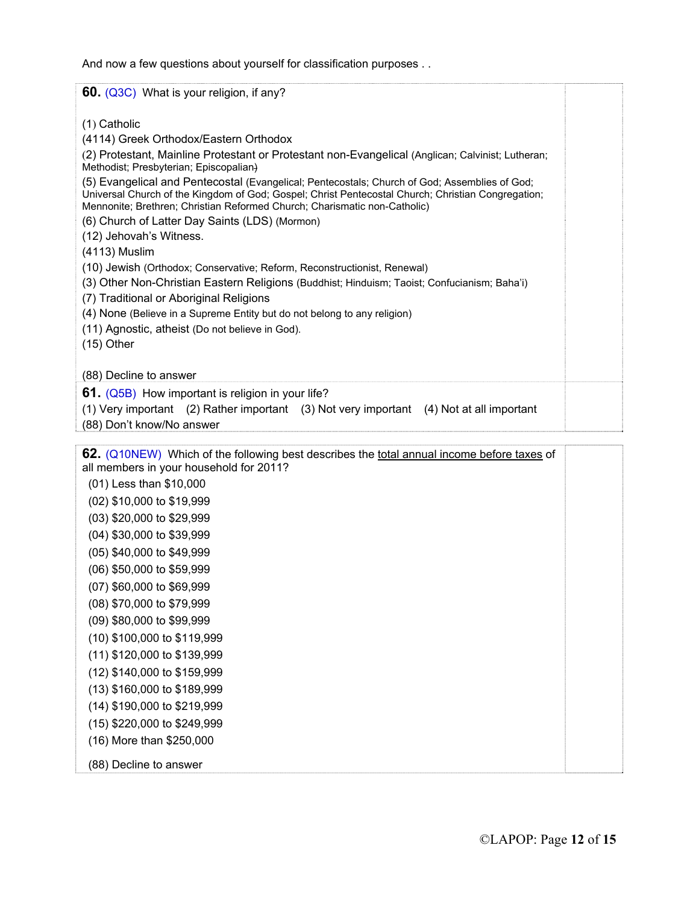And now a few questions about yourself for classification purposes . .

**60.** (Q3C) What is your religion, if any?

(1) Catholic
(4114) Greek Orthodox/Eastern Orthodox
(2) Protestant, Mainline Protestant or Protestant non-Evangelical (Anglican; Calvinist; Lutheran; Methodist; Presbyterian; Episcopalian)
(5) Evangelical and Pentecostal (Evangelical; Pentecostals; Church of God; Assemblies of God; Universal Church of the Kingdom of God; Gospel; Christ Pentecostal Church; Christian Congregation; Mennonite; Brethren; Christian Reformed Church; Charismatic non-Catholic)
(6) Church of Latter Day Saints (LDS) (Mormon)
(12) Jehovah's Witness.
(4113) Muslim
(10) Jewish (Orthodox; Conservative; Reform, Reconstructionist, Renewal)
(3) Other Non-Christian Eastern Religions (Buddhist; Hinduism; Taoist; Confucianism; Baha'i)
(7) Traditional or Aboriginal Religions
(4) None (Believe in a Supreme Entity but do not belong to any religion)
(11) Agnostic, atheist (Do not believe in God).
(15) Other

(88) Decline to answer

**61.** (Q5B) How important is religion in your life?
(1) Very important (2) Rather important (3) Not very important (4) Not at all important
(88) Don't know/No answer

**62.** (Q10NEW) Which of the following best describes the total annual income before taxes of all members in your household for 2011?

(01) Less than $10,000
(02) $10,000 to $19,999
(03) $20,000 to $29,999
(04) $30,000 to $39,999
(05) $40,000 to $49,999
(06) $50,000 to $59,999
(07) $60,000 to $69,999
(08) $70,000 to $79,999
(09) $80,000 to $99,999
(10) $100,000 to $119,999
(11) $120,000 to $139,999
(12) $140,000 to $159,999
(13) $160,000 to $189,999
(14) $190,000 to $219,999
(15) $220,000 to $249,999
(16) More than $250,000

(88) Decline to answer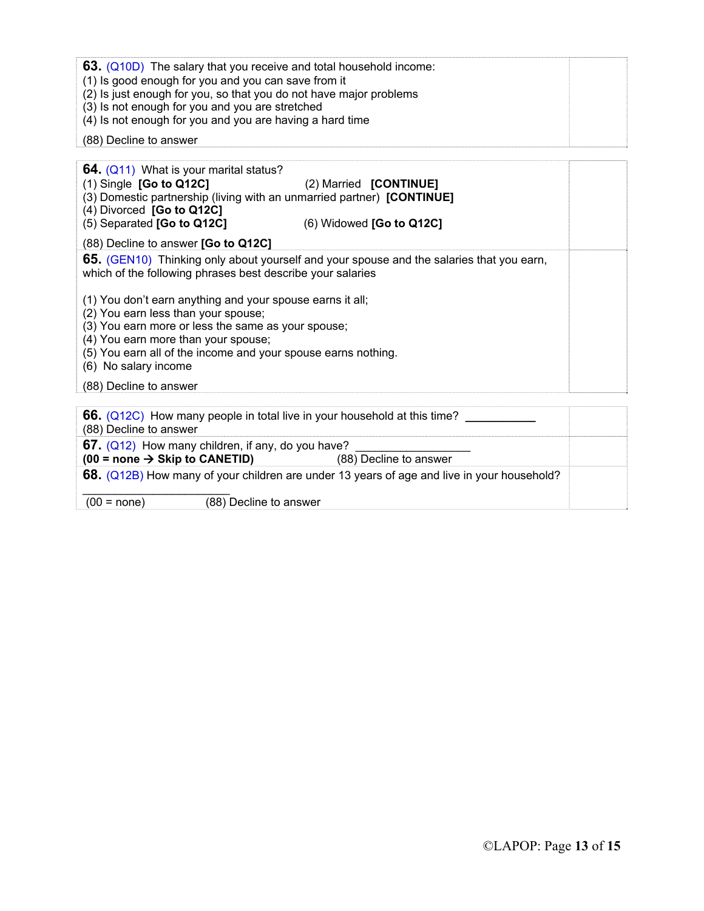**63.** (Q10D) The salary that you receive and total household income:
(1) Is good enough for you and you can save from it
(2) Is just enough for you, so that you do not have major problems
(3) Is not enough for you and you are stretched
(4) Is not enough for you and you are having a hard time

(88) Decline to answer

**64.** (Q11) What is your marital status?
(1) Single **[Go to Q12C]** (2) Married **[CONTINUE]**
(3) Domestic partnership (living with an unmarried partner) **[CONTINUE]**
(4) Divorced **[Go to Q12C]**
(5) Separated **[Go to Q12C]** (6) Widowed **[Go to Q12C]**

(88) Decline to answer **[Go to Q12C]**

**65.** (GEN10) Thinking only about yourself and your spouse and the salaries that you earn, which of the following phrases best describe your salaries

(1) You don't earn anything and your spouse earns it all;
(2) You earn less than your spouse;
(3) You earn more or less the same as your spouse;
(4) You earn more than your spouse;
(5) You earn all of the income and your spouse earns nothing.
(6) No salary income

(88) Decline to answer

**66.** (Q12C) How many people in total live in your household at this time? ___________
(88) Decline to answer

**67.** (Q12) How many children, if any, do you have? ___________________
**(00 = none → Skip to CANETID)** (88) Decline to answer

**68.** (Q12B) How many of your children are under 13 years of age and live in your household?
________________________
(00 = none) (88) Decline to answer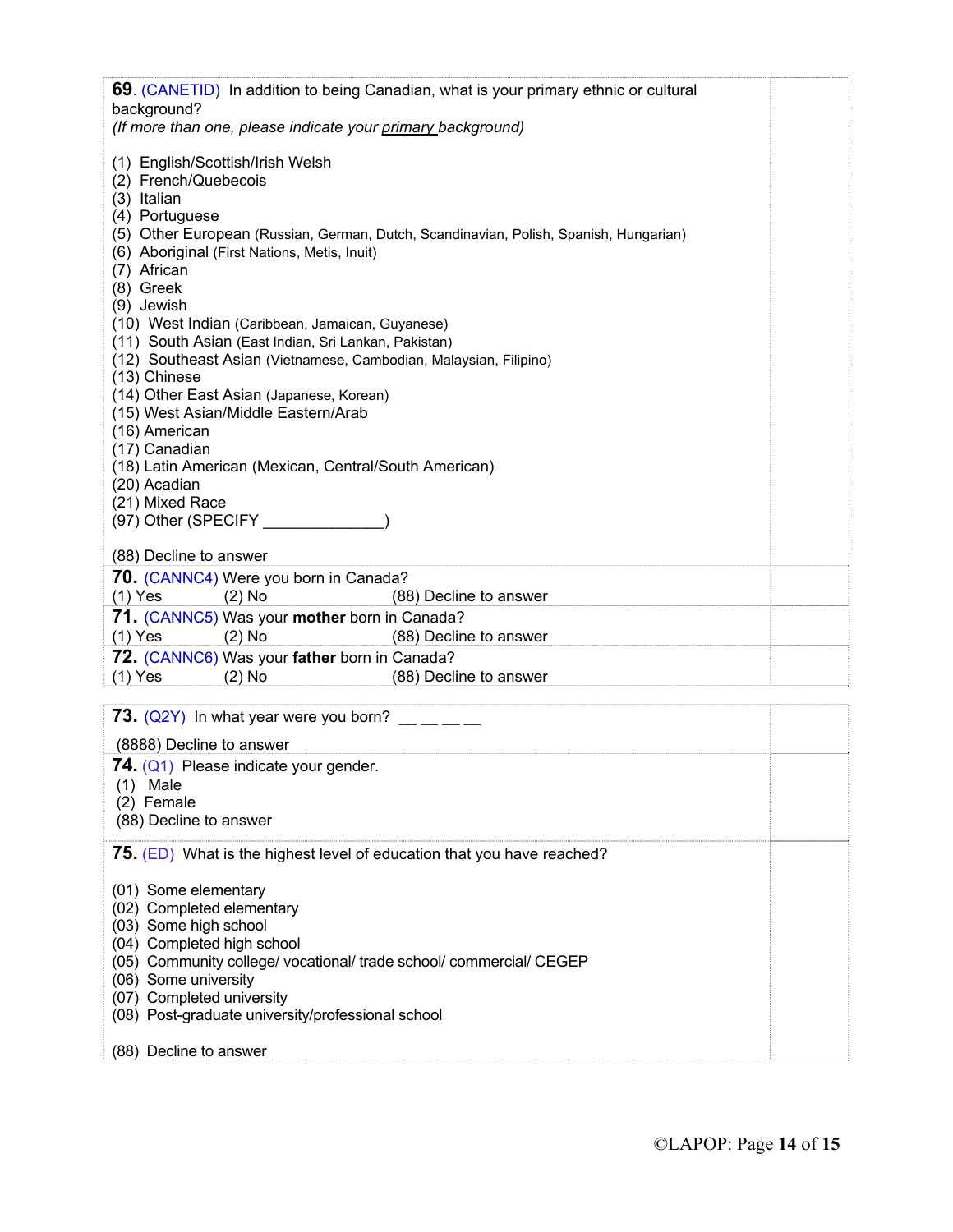**69.** (CANETID) In addition to being Canadian, what is your primary ethnic or cultural background?
*(If more than one, please indicate your primary background)*

(1) English/Scottish/Irish Welsh
(2) French/Quebecois
(3) Italian
(4) Portuguese
(5) Other European (Russian, German, Dutch, Scandinavian, Polish, Spanish, Hungarian)
(6) Aboriginal (First Nations, Metis, Inuit)
(7) African
(8) Greek
(9) Jewish
(10) West Indian (Caribbean, Jamaican, Guyanese)
(11) South Asian (East Indian, Sri Lankan, Pakistan)
(12) Southeast Asian (Vietnamese, Cambodian, Malaysian, Filipino)
(13) Chinese
(14) Other East Asian (Japanese, Korean)
(15) West Asian/Middle Eastern/Arab
(16) American
(17) Canadian
(18) Latin American (Mexican, Central/South American)
(20) Acadian
(21) Mixed Race
(97) Other (SPECIFY ______________)

(88) Decline to answer

**70.** (CANNC4) Were you born in Canada?
(1) Yes (2) No (88) Decline to answer

**71.** (CANNC5) Was your **mother** born in Canada?
(1) Yes (2) No (88) Decline to answer

**72.** (CANNC6) Was your **father** born in Canada?
(1) Yes (2) No (88) Decline to answer

**73.** (Q2Y) In what year were you born? __ __ __ __

(8888) Decline to answer

**74.** (Q1) Please indicate your gender.
(1) Male
(2) Female
(88) Decline to answer

**75.** (ED) What is the highest level of education that you have reached?

(01) Some elementary
(02) Completed elementary
(03) Some high school
(04) Completed high school
(05) Community college/ vocational/ trade school/ commercial/ CEGEP
(06) Some university
(07) Completed university
(08) Post-graduate university/professional school

(88) Decline to answer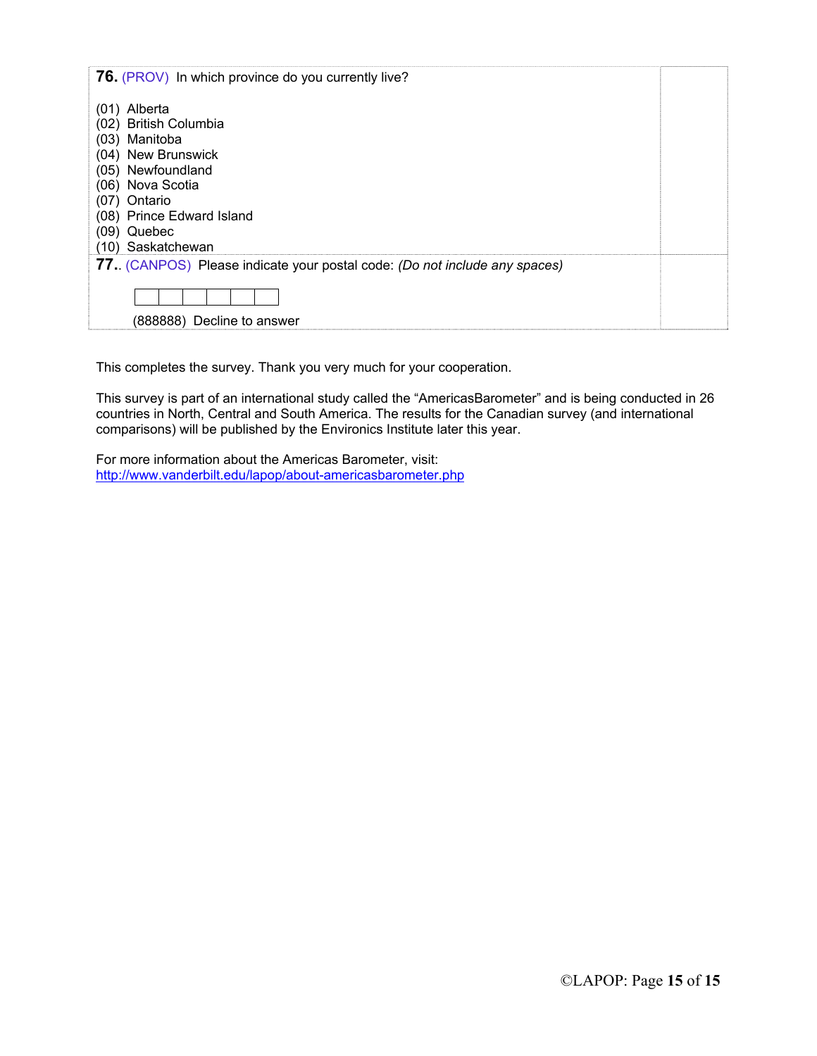**76.** (PROV) In which province do you currently live?

(01) Alberta
(02) British Columbia
(03) Manitoba
(04) New Brunswick
(05) Newfoundland
(06) Nova Scotia
(07) Ontario
(08) Prince Edward Island
(09) Quebec
(10) Saskatchewan

**77.**. (CANPOS) Please indicate your postal code: *(Do not include any spaces)*

| | | | | | |
|---|---|---|---|---|---|
| | | | | | |

(888888) Decline to answer

This completes the survey. Thank you very much for your cooperation.

This survey is part of an international study called the "AmericasBarometer" and is being conducted in 26 countries in North, Central and South America. The results for the Canadian survey (and international comparisons) will be published by the Environics Institute later this year.

For more information about the Americas Barometer, visit:
http://www.vanderbilt.edu/lapop/about-americasbarometer.php